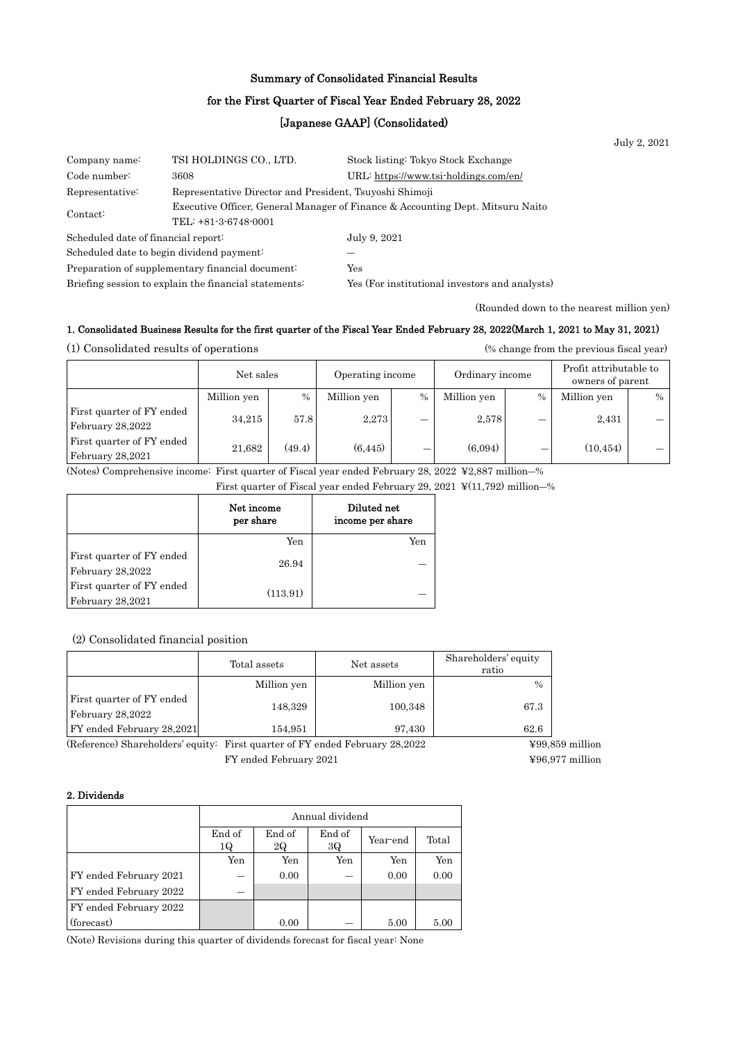# Summary of Consolidated Financial Results

# for the First Quarter of Fiscal Year Ended February 28, 2022

# [Japanese GAAP] (Consolidated)

July 2, 2021

| | | |
|---|---|---|
| Company name: | TSI HOLDINGS CO., LTD. | Stock listing: Tokyo Stock Exchange |
| Code number: | 3608 | URL: https://www.tsi-holdings.com/en/ |
| Representative: | Representative Director and President, Tsuyoshi Shimoji | |
| Contact: | Executive Officer, General Manager of Finance & Accounting Dept. Mitsuru Naito<br>TEL: +81-3-6748-0001 | |
| Scheduled date of financial report: | | July 9, 2021 |
| Scheduled date to begin dividend payment: | | — |
| Preparation of supplementary financial document: | | Yes |
| Briefing session to explain the financial statements: | | Yes (For institutional investors and analysts) |

(Rounded down to the nearest million yen)

## 1. Consolidated Business Results for the first quarter of the Fiscal Year Ended February 28, 2022(March 1, 2021 to May 31, 2021)

(1) Consolidated results of operations (% change from the previous fiscal year)

| | Net sales | | Operating income | | Ordinary income | | Profit attributable to owners of parent | |
|---|---|---|---|---|---|---|---|---|
| | Million yen | % | Million yen | % | Million yen | % | Million yen | % |
| First quarter of FY ended February 28,2022 | 34,215 | 57.8 | 2,273 | — | 2,578 | — | 2,431 | — |
| First quarter of FY ended February 28,2021 | 21,682 | (49.4) | (6,445) | — | (6,094) | — | (10,454) | — |

(Notes) Comprehensive income: First quarter of Fiscal year ended February 28, 2022 ¥2,887 million—%
First quarter of Fiscal year ended February 29, 2021 ¥(11,792) million—%

| | Net income per share | Diluted net income per share |
|---|---|---|
| | Yen | Yen |
| First quarter of FY ended February 28,2022 | 26.94 | — |
| First quarter of FY ended February 28,2021 | (113.91) | — |

(2) Consolidated financial position

| | Total assets | Net assets | Shareholders' equity ratio |
|---|---|---|---|
| | Million yen | Million yen | % |
| First quarter of FY ended February 28,2022 | 148,329 | 100,348 | 67.3 |
| FY ended February 28,2021 | 154,951 | 97,430 | 62.6 |

(Reference) Shareholders' equity: First quarter of FY ended February 28,2022 ¥99,859 million
FY ended February 2021 ¥96,977 million

## 2. Dividends

| | Annual dividend | | | | |
|---|---|---|---|---|---|
| | End of 1Q | End of 2Q | End of 3Q | Year-end | Total |
| | Yen | Yen | Yen | Yen | Yen |
| FY ended February 2021 | — | 0.00 | — | 0.00 | 0.00 |
| FY ended February 2022 | — | | | | |
| FY ended February 2022 (forecast) | | 0.00 | — | 5.00 | 5.00 |

(Note) Revisions during this quarter of dividends forecast for fiscal year: None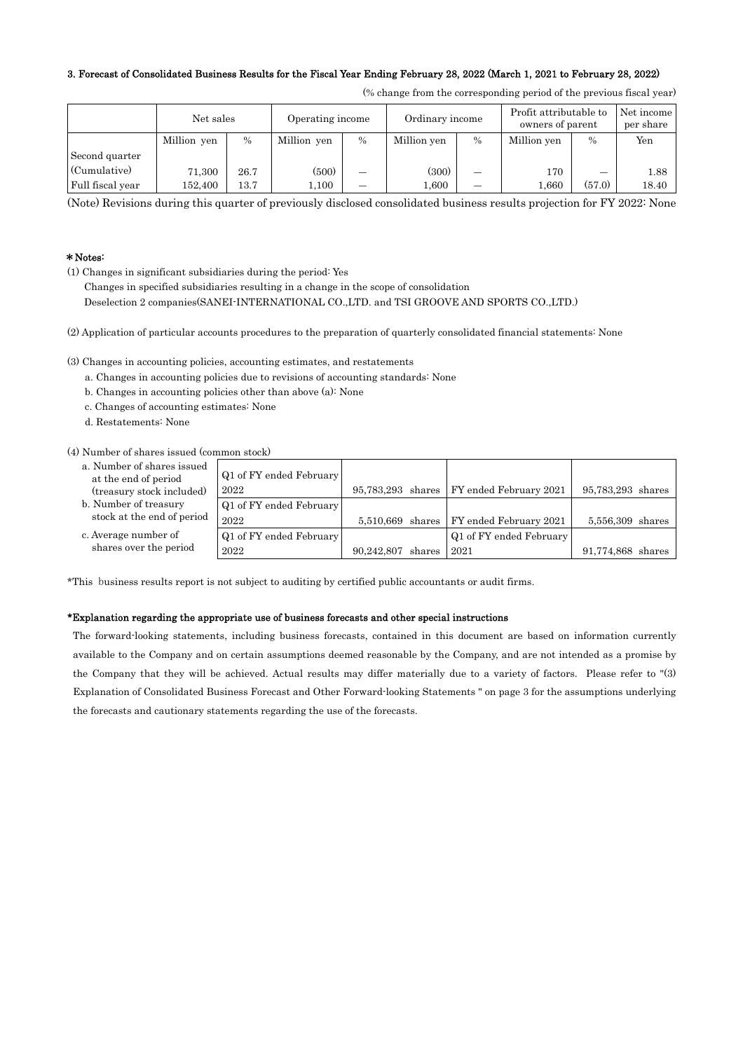### 3. Forecast of Consolidated Business Results for the Fiscal Year Ending February 28, 2022 (March 1, 2021 to February 28, 2022)

(% change from the corresponding period of the previous fiscal year)

| | Net sales | | Operating income | | Ordinary income | | Profit attributable to owners of parent | | Net income per share |
|---|---|---|---|---|---|---|---|---|---|
| | Million yen | % | Million yen | % | Million yen | % | Million yen | % | Yen |
| Second quarter (Cumulative) | 71,300 | 26.7 | (500) | — | (300) | — | 170 | — | 1.88 |
| Full fiscal year | 152,400 | 13.7 | 1,100 | — | 1,600 | — | 1,660 | (57.0) | 18.40 |

(Note) Revisions during this quarter of previously disclosed consolidated business results projection for FY 2022: None

**\* Notes:**

(1) Changes in significant subsidiaries during the period: Yes

Changes in specified subsidiaries resulting in a change in the scope of consolidation

Deselection 2 companies(SANEI-INTERNATIONAL CO.,LTD. and TSI GROOVE AND SPORTS CO.,LTD.)

(2) Application of particular accounts procedures to the preparation of quarterly consolidated financial statements: None

(3) Changes in accounting policies, accounting estimates, and restatements

a. Changes in accounting policies due to revisions of accounting standards: None

b. Changes in accounting policies other than above (a): None

c. Changes of accounting estimates: None

d. Restatements: None

(4) Number of shares issued (common stock)

| | | | | |
|---|---|---|---|---|
| a. Number of shares issued at the end of period (treasury stock included) | Q1 of FY ended February 2022 | 95,783,293 shares | FY ended February 2021 | 95,783,293 shares |
| b. Number of treasury stock at the end of period | Q1 of FY ended February 2022 | 5,510,669 shares | FY ended February 2021 | 5,556,309 shares |
| c. Average number of shares over the period | Q1 of FY ended February 2022 | 90,242,807 shares | Q1 of FY ended February 2021 | 91,774,868 shares |

*This business results report is not subject to auditing by certified public accountants or audit firms.

**\*Explanation regarding the appropriate use of business forecasts and other special instructions**

The forward-looking statements, including business forecasts, contained in this document are based on information currently available to the Company and on certain assumptions deemed reasonable by the Company, and are not intended as a promise by the Company that they will be achieved. Actual results may differ materially due to a variety of factors. Please refer to "(3) Explanation of Consolidated Business Forecast and Other Forward-looking Statements " on page 3 for the assumptions underlying the forecasts and cautionary statements regarding the use of the forecasts.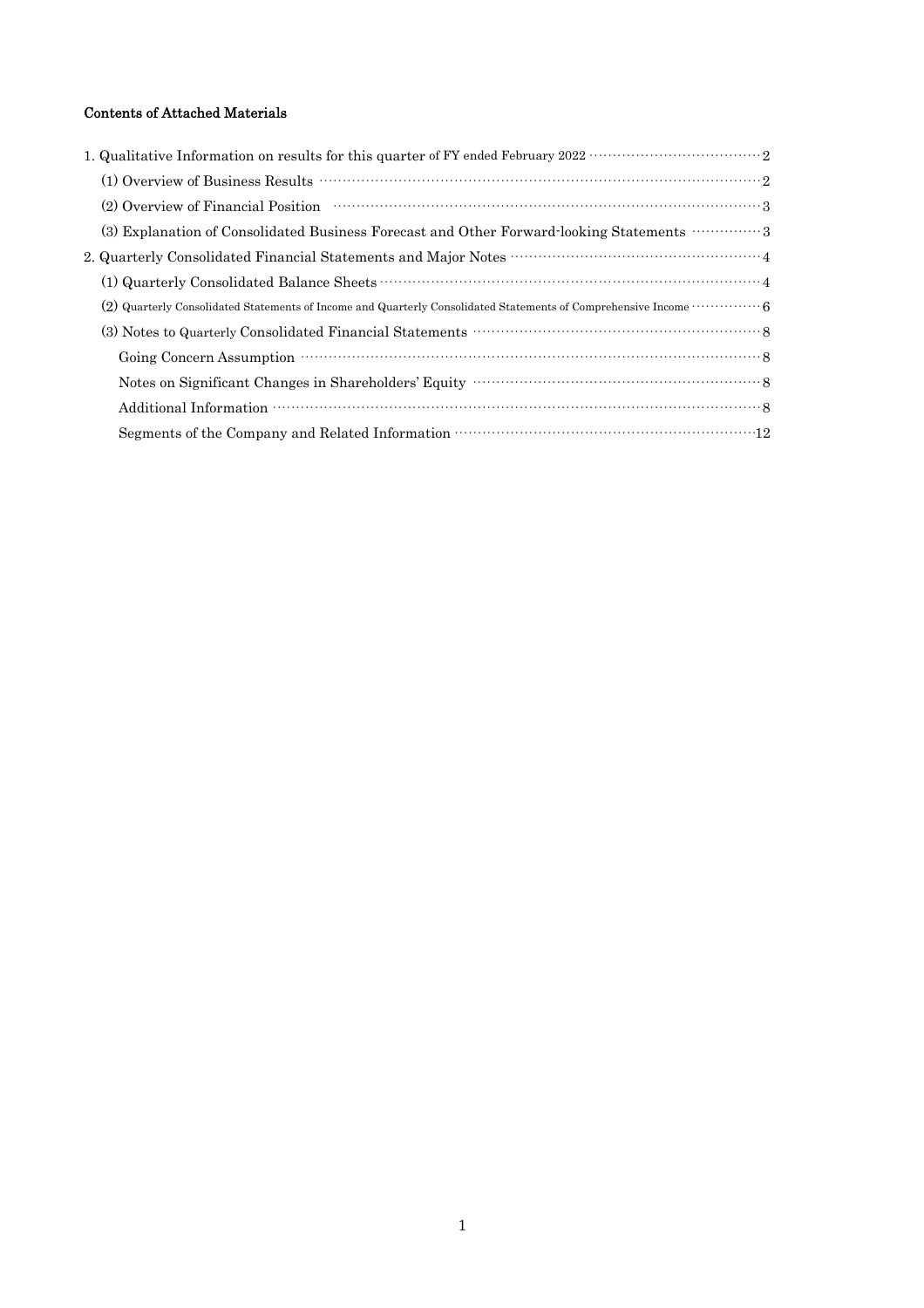**Contents of Attached Materials**

1. Qualitative Information on results for this quarter of FY ended February 2022 ··· 2
   (1) Overview of Business Results ··· 2
   (2) Overview of Financial Position ··· 3
   (3) Explanation of Consolidated Business Forecast and Other Forward-looking Statements ··· 3
2. Quarterly Consolidated Financial Statements and Major Notes ··· 4
   (1) Quarterly Consolidated Balance Sheets ··· 4
   (2) Quarterly Consolidated Statements of Income and Quarterly Consolidated Statements of Comprehensive Income ··· 6
   (3) Notes to Quarterly Consolidated Financial Statements ··· 8
      Going Concern Assumption ··· 8
      Notes on Significant Changes in Shareholders' Equity ··· 8
      Additional Information ··· 8
      Segments of the Company and Related Information ··· 12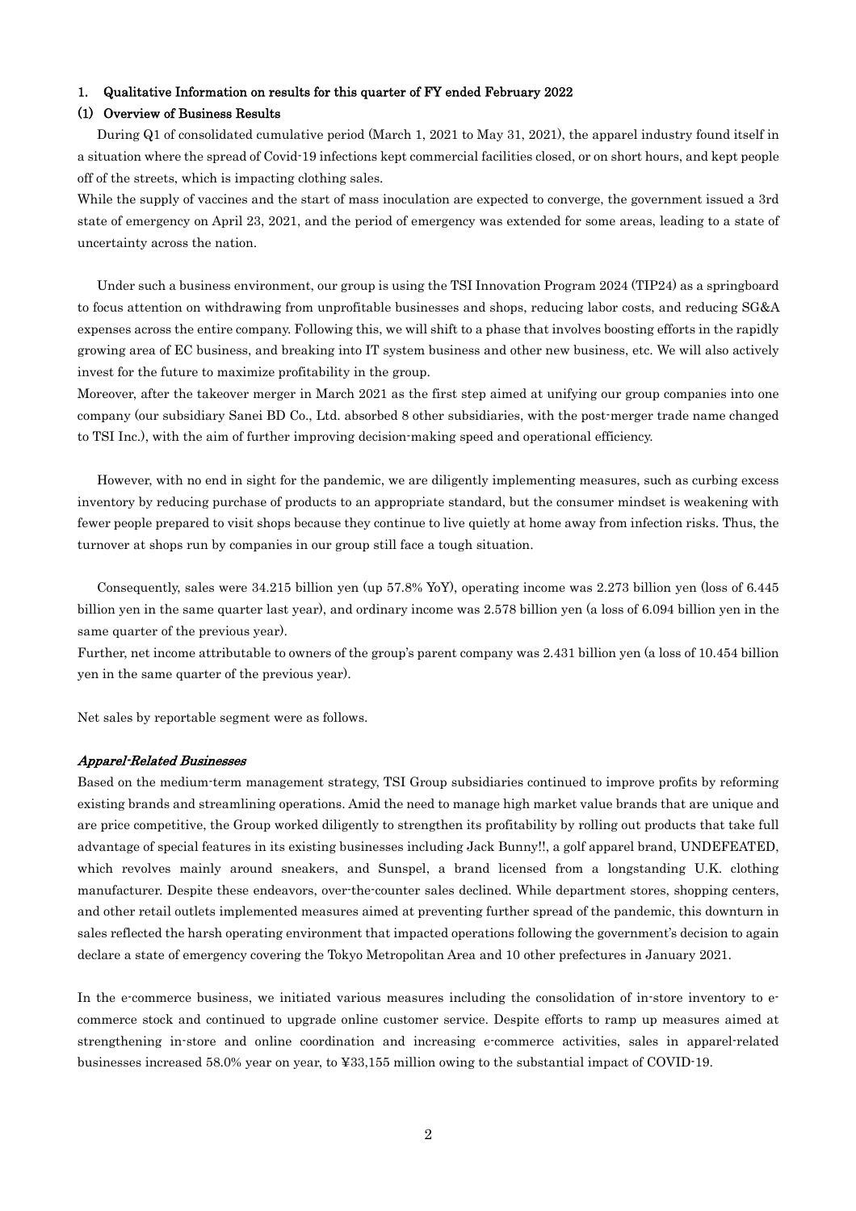## 1. Qualitative Information on results for this quarter of FY ended February 2022

### (1) Overview of Business Results

During Q1 of consolidated cumulative period (March 1, 2021 to May 31, 2021), the apparel industry found itself in a situation where the spread of Covid-19 infections kept commercial facilities closed, or on short hours, and kept people off of the streets, which is impacting clothing sales.
While the supply of vaccines and the start of mass inoculation are expected to converge, the government issued a 3rd state of emergency on April 23, 2021, and the period of emergency was extended for some areas, leading to a state of uncertainty across the nation.

Under such a business environment, our group is using the TSI Innovation Program 2024 (TIP24) as a springboard to focus attention on withdrawing from unprofitable businesses and shops, reducing labor costs, and reducing SG&A expenses across the entire company. Following this, we will shift to a phase that involves boosting efforts in the rapidly growing area of EC business, and breaking into IT system business and other new business, etc. We will also actively invest for the future to maximize profitability in the group.
Moreover, after the takeover merger in March 2021 as the first step aimed at unifying our group companies into one company (our subsidiary Sanei BD Co., Ltd. absorbed 8 other subsidiaries, with the post-merger trade name changed to TSI Inc.), with the aim of further improving decision-making speed and operational efficiency.

However, with no end in sight for the pandemic, we are diligently implementing measures, such as curbing excess inventory by reducing purchase of products to an appropriate standard, but the consumer mindset is weakening with fewer people prepared to visit shops because they continue to live quietly at home away from infection risks. Thus, the turnover at shops run by companies in our group still face a tough situation.

Consequently, sales were 34.215 billion yen (up 57.8% YoY), operating income was 2.273 billion yen (loss of 6.445 billion yen in the same quarter last year), and ordinary income was 2.578 billion yen (a loss of 6.094 billion yen in the same quarter of the previous year).
Further, net income attributable to owners of the group's parent company was 2.431 billion yen (a loss of 10.454 billion yen in the same quarter of the previous year).

Net sales by reportable segment were as follows.

***Apparel-Related Businesses***

Based on the medium-term management strategy, TSI Group subsidiaries continued to improve profits by reforming existing brands and streamlining operations. Amid the need to manage high market value brands that are unique and are price competitive, the Group worked diligently to strengthen its profitability by rolling out products that take full advantage of special features in its existing businesses including Jack Bunny!!, a golf apparel brand, UNDEFEATED, which revolves mainly around sneakers, and Sunspel, a brand licensed from a longstanding U.K. clothing manufacturer. Despite these endeavors, over-the-counter sales declined. While department stores, shopping centers, and other retail outlets implemented measures aimed at preventing further spread of the pandemic, this downturn in sales reflected the harsh operating environment that impacted operations following the government's decision to again declare a state of emergency covering the Tokyo Metropolitan Area and 10 other prefectures in January 2021.

In the e-commerce business, we initiated various measures including the consolidation of in-store inventory to e-commerce stock and continued to upgrade online customer service. Despite efforts to ramp up measures aimed at strengthening in-store and online coordination and increasing e-commerce activities, sales in apparel-related businesses increased 58.0% year on year, to ¥33,155 million owing to the substantial impact of COVID-19.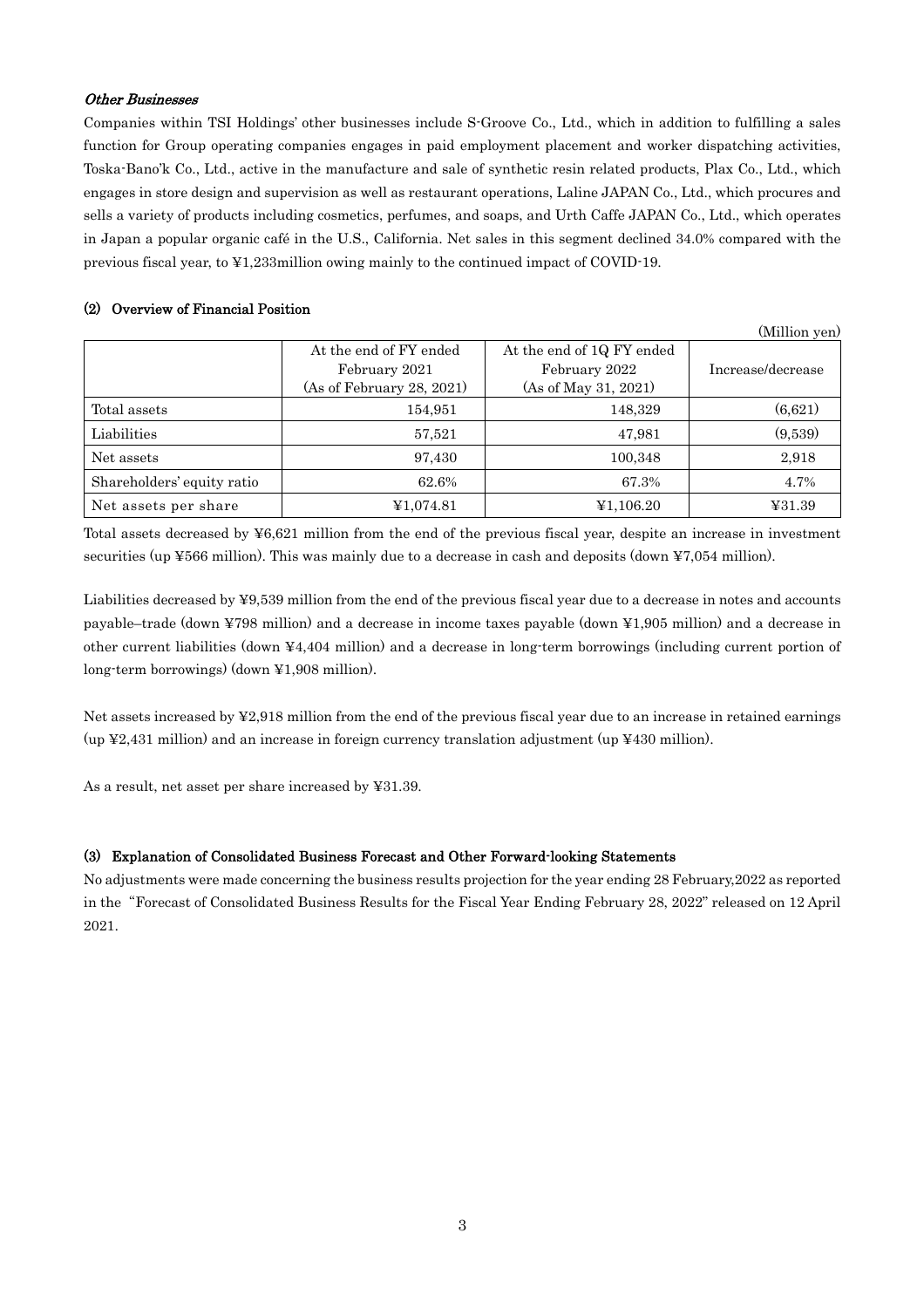### *Other Businesses*

Companies within TSI Holdings' other businesses include S-Groove Co., Ltd., which in addition to fulfilling a sales function for Group operating companies engages in paid employment placement and worker dispatching activities, Toska-Bano'k Co., Ltd., active in the manufacture and sale of synthetic resin related products, Plax Co., Ltd., which engages in store design and supervision as well as restaurant operations, Laline JAPAN Co., Ltd., which procures and sells a variety of products including cosmetics, perfumes, and soaps, and Urth Caffe JAPAN Co., Ltd., which operates in Japan a popular organic café in the U.S., California. Net sales in this segment declined 34.0% compared with the previous fiscal year, to ¥1,233million owing mainly to the continued impact of COVID-19.

## (2) Overview of Financial Position

(Million yen)

| | At the end of FY ended February 2021 (As of February 28, 2021) | At the end of 1Q FY ended February 2022 (As of May 31, 2021) | Increase/decrease |
|---|---|---|---|
| Total assets | 154,951 | 148,329 | (6,621) |
| Liabilities | 57,521 | 47,981 | (9,539) |
| Net assets | 97,430 | 100,348 | 2,918 |
| Shareholders' equity ratio | 62.6% | 67.3% | 4.7% |
| Net assets per share | ¥1,074.81 | ¥1,106.20 | ¥31.39 |

Total assets decreased by ¥6,621 million from the end of the previous fiscal year, despite an increase in investment securities (up ¥566 million). This was mainly due to a decrease in cash and deposits (down ¥7,054 million).

Liabilities decreased by ¥9,539 million from the end of the previous fiscal year due to a decrease in notes and accounts payable–trade (down ¥798 million) and a decrease in income taxes payable (down ¥1,905 million) and a decrease in other current liabilities (down ¥4,404 million) and a decrease in long-term borrowings (including current portion of long-term borrowings) (down ¥1,908 million).

Net assets increased by ¥2,918 million from the end of the previous fiscal year due to an increase in retained earnings (up ¥2,431 million) and an increase in foreign currency translation adjustment (up ¥430 million).

As a result, net asset per share increased by ¥31.39.

## (3) Explanation of Consolidated Business Forecast and Other Forward-looking Statements

No adjustments were made concerning the business results projection for the year ending 28 February,2022 as reported in the "Forecast of Consolidated Business Results for the Fiscal Year Ending February 28, 2022" released on 12 April 2021.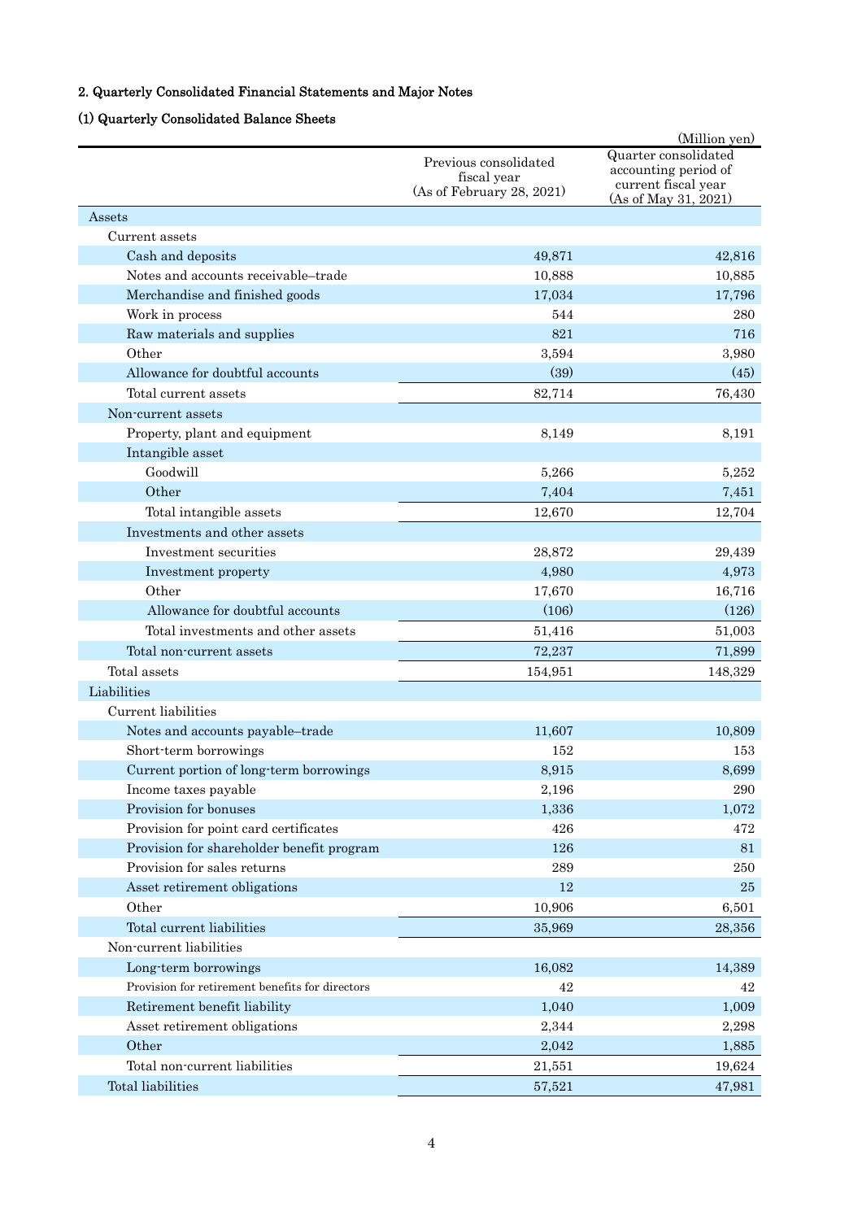## 2. Quarterly Consolidated Financial Statements and Major Notes

### (1) Quarterly Consolidated Balance Sheets

(Million yen)

| | Previous consolidated fiscal year (As of February 28, 2021) | Quarter consolidated accounting period of current fiscal year (As of May 31, 2021) |
|---|---|---|
| Assets | | |
| Current assets | | |
| Cash and deposits | 49,871 | 42,816 |
| Notes and accounts receivable–trade | 10,888 | 10,885 |
| Merchandise and finished goods | 17,034 | 17,796 |
| Work in process | 544 | 280 |
| Raw materials and supplies | 821 | 716 |
| Other | 3,594 | 3,980 |
| Allowance for doubtful accounts | (39) | (45) |
| Total current assets | 82,714 | 76,430 |
| Non-current assets | | |
| Property, plant and equipment | 8,149 | 8,191 |
| Intangible asset | | |
| Goodwill | 5,266 | 5,252 |
| Other | 7,404 | 7,451 |
| Total intangible assets | 12,670 | 12,704 |
| Investments and other assets | | |
| Investment securities | 28,872 | 29,439 |
| Investment property | 4,980 | 4,973 |
| Other | 17,670 | 16,716 |
| Allowance for doubtful accounts | (106) | (126) |
| Total investments and other assets | 51,416 | 51,003 |
| Total non-current assets | 72,237 | 71,899 |
| Total assets | 154,951 | 148,329 |
| Liabilities | | |
| Current liabilities | | |
| Notes and accounts payable–trade | 11,607 | 10,809 |
| Short-term borrowings | 152 | 153 |
| Current portion of long-term borrowings | 8,915 | 8,699 |
| Income taxes payable | 2,196 | 290 |
| Provision for bonuses | 1,336 | 1,072 |
| Provision for point card certificates | 426 | 472 |
| Provision for shareholder benefit program | 126 | 81 |
| Provision for sales returns | 289 | 250 |
| Asset retirement obligations | 12 | 25 |
| Other | 10,906 | 6,501 |
| Total current liabilities | 35,969 | 28,356 |
| Non-current liabilities | | |
| Long-term borrowings | 16,082 | 14,389 |
| Provision for retirement benefits for directors | 42 | 42 |
| Retirement benefit liability | 1,040 | 1,009 |
| Asset retirement obligations | 2,344 | 2,298 |
| Other | 2,042 | 1,885 |
| Total non-current liabilities | 21,551 | 19,624 |
| Total liabilities | 57,521 | 47,981 |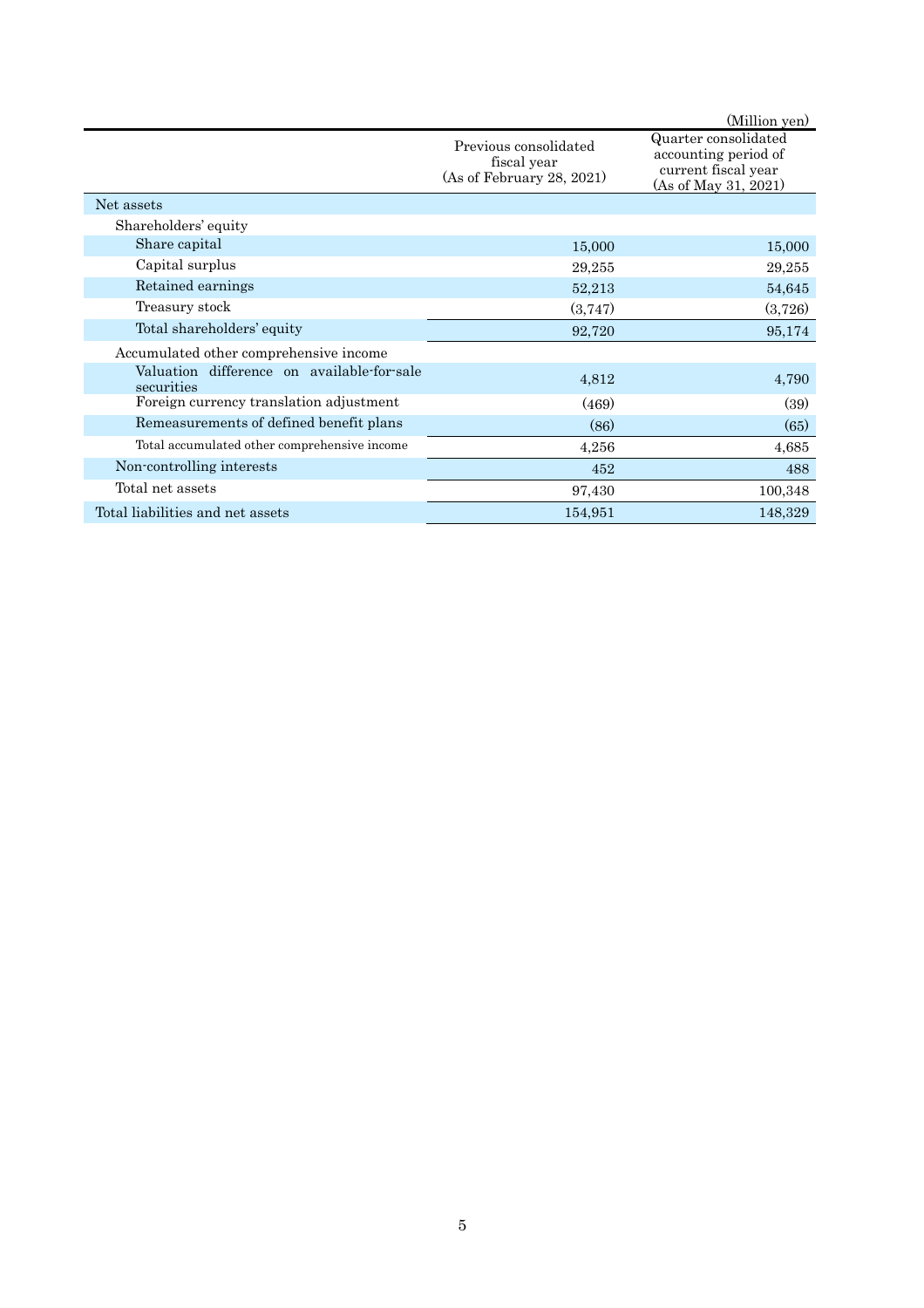(Million yen)

| | Previous consolidated fiscal year (As of February 28, 2021) | Quarter consolidated accounting period of current fiscal year (As of May 31, 2021) |
|---|---|---|
| Net assets | | |
| Shareholders' equity | | |
| Share capital | 15,000 | 15,000 |
| Capital surplus | 29,255 | 29,255 |
| Retained earnings | 52,213 | 54,645 |
| Treasury stock | (3,747) | (3,726) |
| Total shareholders' equity | 92,720 | 95,174 |
| Accumulated other comprehensive income | | |
| Valuation difference on available-for-sale securities | 4,812 | 4,790 |
| Foreign currency translation adjustment | (469) | (39) |
| Remeasurements of defined benefit plans | (86) | (65) |
| Total accumulated other comprehensive income | 4,256 | 4,685 |
| Non-controlling interests | 452 | 488 |
| Total net assets | 97,430 | 100,348 |
| Total liabilities and net assets | 154,951 | 148,329 |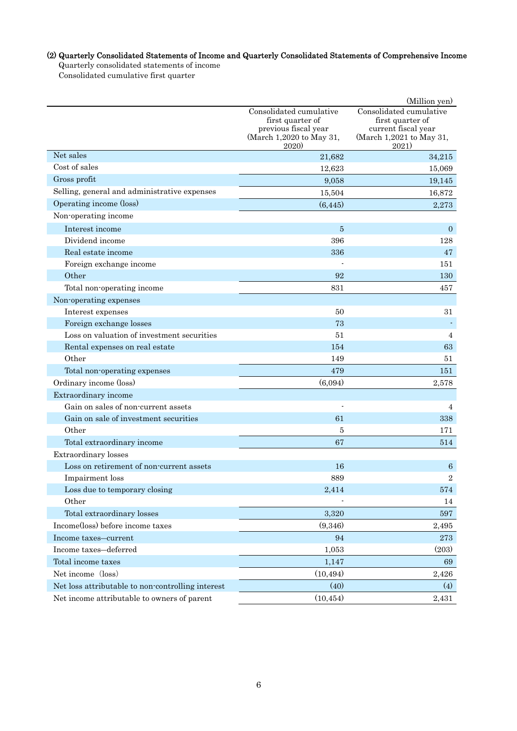### (2) Quarterly Consolidated Statements of Income and Quarterly Consolidated Statements of Comprehensive Income

Quarterly consolidated statements of income

Consolidated cumulative first quarter

(Million yen)

| | Consolidated cumulative first quarter of previous fiscal year (March 1,2020 to May 31, 2020) | Consolidated cumulative first quarter of current fiscal year (March 1,2021 to May 31, 2021) |
|---|---|---|
| Net sales | 21,682 | 34,215 |
| Cost of sales | 12,623 | 15,069 |
| Gross profit | 9,058 | 19,145 |
| Selling, general and administrative expenses | 15,504 | 16,872 |
| Operating income (loss) | (6,445) | 2,273 |
| Non-operating income | | |
| Interest income | 5 | 0 |
| Dividend income | 396 | 128 |
| Real estate income | 336 | 47 |
| Foreign exchange income | - | 151 |
| Other | 92 | 130 |
| Total non-operating income | 831 | 457 |
| Non-operating expenses | | |
| Interest expenses | 50 | 31 |
| Foreign exchange losses | 73 | - |
| Loss on valuation of investment securities | 51 | 4 |
| Rental expenses on real estate | 154 | 63 |
| Other | 149 | 51 |
| Total non-operating expenses | 479 | 151 |
| Ordinary income (loss) | (6,094) | 2,578 |
| Extraordinary income | | |
| Gain on sales of non-current assets | - | 4 |
| Gain on sale of investment securities | 61 | 338 |
| Other | 5 | 171 |
| Total extraordinary income | 67 | 514 |
| Extraordinary losses | | |
| Loss on retirement of non-current assets | 16 | 6 |
| Impairment loss | 889 | 2 |
| Loss due to temporary closing | 2,414 | 574 |
| Other | - | 14 |
| Total extraordinary losses | 3,320 | 597 |
| Income(loss) before income taxes | (9,346) | 2,495 |
| Income taxes—current | 94 | 273 |
| Income taxes—deferred | 1,053 | (203) |
| Total income taxes | 1,147 | 69 |
| Net income (loss) | (10,494) | 2,426 |
| Net loss attributable to non-controlling interest | (40) | (4) |
| Net income attributable to owners of parent | (10,454) | 2,431 |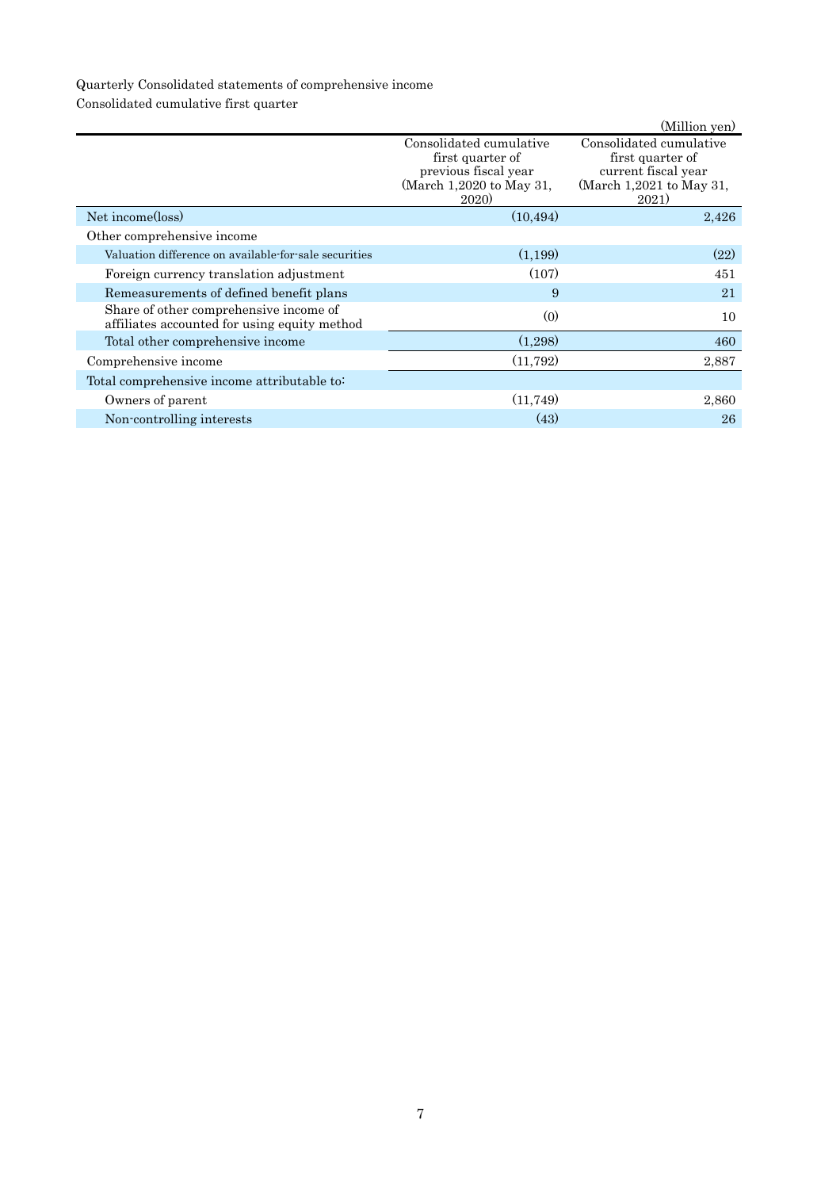Quarterly Consolidated statements of comprehensive income

Consolidated cumulative first quarter

(Million yen)

| | Consolidated cumulative first quarter of previous fiscal year (March 1,2020 to May 31, 2020) | Consolidated cumulative first quarter of current fiscal year (March 1,2021 to May 31, 2021) |
|---|---|---|
| Net income(loss) | (10,494) | 2,426 |
| Other comprehensive income | | |
| Valuation difference on available-for-sale securities | (1,199) | (22) |
| Foreign currency translation adjustment | (107) | 451 |
| Remeasurements of defined benefit plans | 9 | 21 |
| Share of other comprehensive income of affiliates accounted for using equity method | (0) | 10 |
| Total other comprehensive income | (1,298) | 460 |
| Comprehensive income | (11,792) | 2,887 |
| Total comprehensive income attributable to: | | |
| Owners of parent | (11,749) | 2,860 |
| Non-controlling interests | (43) | 26 |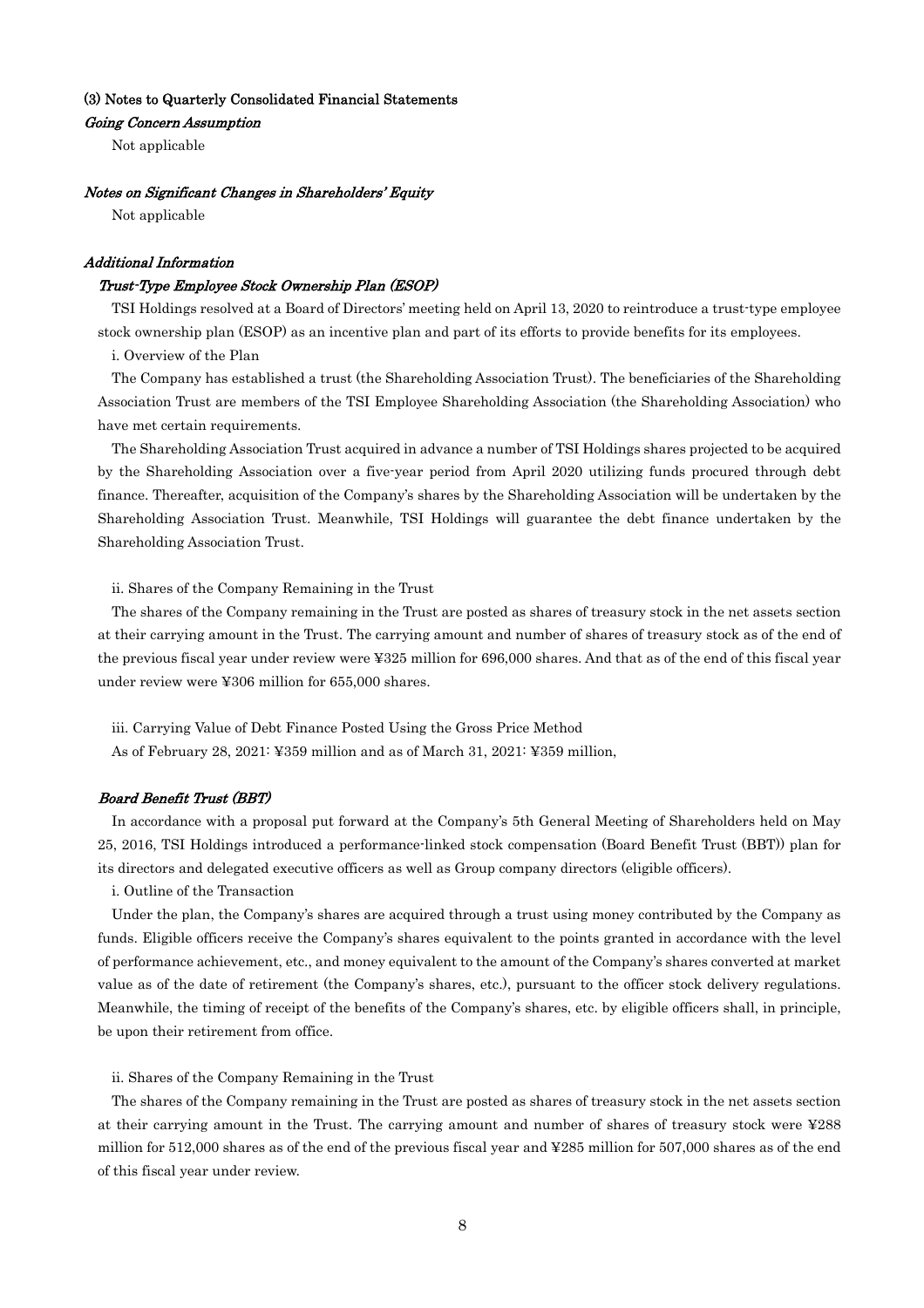### (3) Notes to Quarterly Consolidated Financial Statements

#### *Going Concern Assumption*

Not applicable

#### *Notes on Significant Changes in Shareholders' Equity*

Not applicable

#### *Additional Information*

##### *Trust-Type Employee Stock Ownership Plan (ESOP)*

TSI Holdings resolved at a Board of Directors' meeting held on April 13, 2020 to reintroduce a trust-type employee stock ownership plan (ESOP) as an incentive plan and part of its efforts to provide benefits for its employees.

i. Overview of the Plan

The Company has established a trust (the Shareholding Association Trust). The beneficiaries of the Shareholding Association Trust are members of the TSI Employee Shareholding Association (the Shareholding Association) who have met certain requirements.

The Shareholding Association Trust acquired in advance a number of TSI Holdings shares projected to be acquired by the Shareholding Association over a five-year period from April 2020 utilizing funds procured through debt finance. Thereafter, acquisition of the Company's shares by the Shareholding Association will be undertaken by the Shareholding Association Trust. Meanwhile, TSI Holdings will guarantee the debt finance undertaken by the Shareholding Association Trust.

ii. Shares of the Company Remaining in the Trust

The shares of the Company remaining in the Trust are posted as shares of treasury stock in the net assets section at their carrying amount in the Trust. The carrying amount and number of shares of treasury stock as of the end of the previous fiscal year under review were ¥325 million for 696,000 shares. And that as of the end of this fiscal year under review were ¥306 million for 655,000 shares.

iii. Carrying Value of Debt Finance Posted Using the Gross Price Method

As of February 28, 2021: ¥359 million and as of March 31, 2021: ¥359 million,

##### *Board Benefit Trust (BBT)*

In accordance with a proposal put forward at the Company's 5th General Meeting of Shareholders held on May 25, 2016, TSI Holdings introduced a performance-linked stock compensation (Board Benefit Trust (BBT)) plan for its directors and delegated executive officers as well as Group company directors (eligible officers).

i. Outline of the Transaction

Under the plan, the Company's shares are acquired through a trust using money contributed by the Company as funds. Eligible officers receive the Company's shares equivalent to the points granted in accordance with the level of performance achievement, etc., and money equivalent to the amount of the Company's shares converted at market value as of the date of retirement (the Company's shares, etc.), pursuant to the officer stock delivery regulations. Meanwhile, the timing of receipt of the benefits of the Company's shares, etc. by eligible officers shall, in principle, be upon their retirement from office.

ii. Shares of the Company Remaining in the Trust

The shares of the Company remaining in the Trust are posted as shares of treasury stock in the net assets section at their carrying amount in the Trust. The carrying amount and number of shares of treasury stock were ¥288 million for 512,000 shares as of the end of the previous fiscal year and ¥285 million for 507,000 shares as of the end of this fiscal year under review.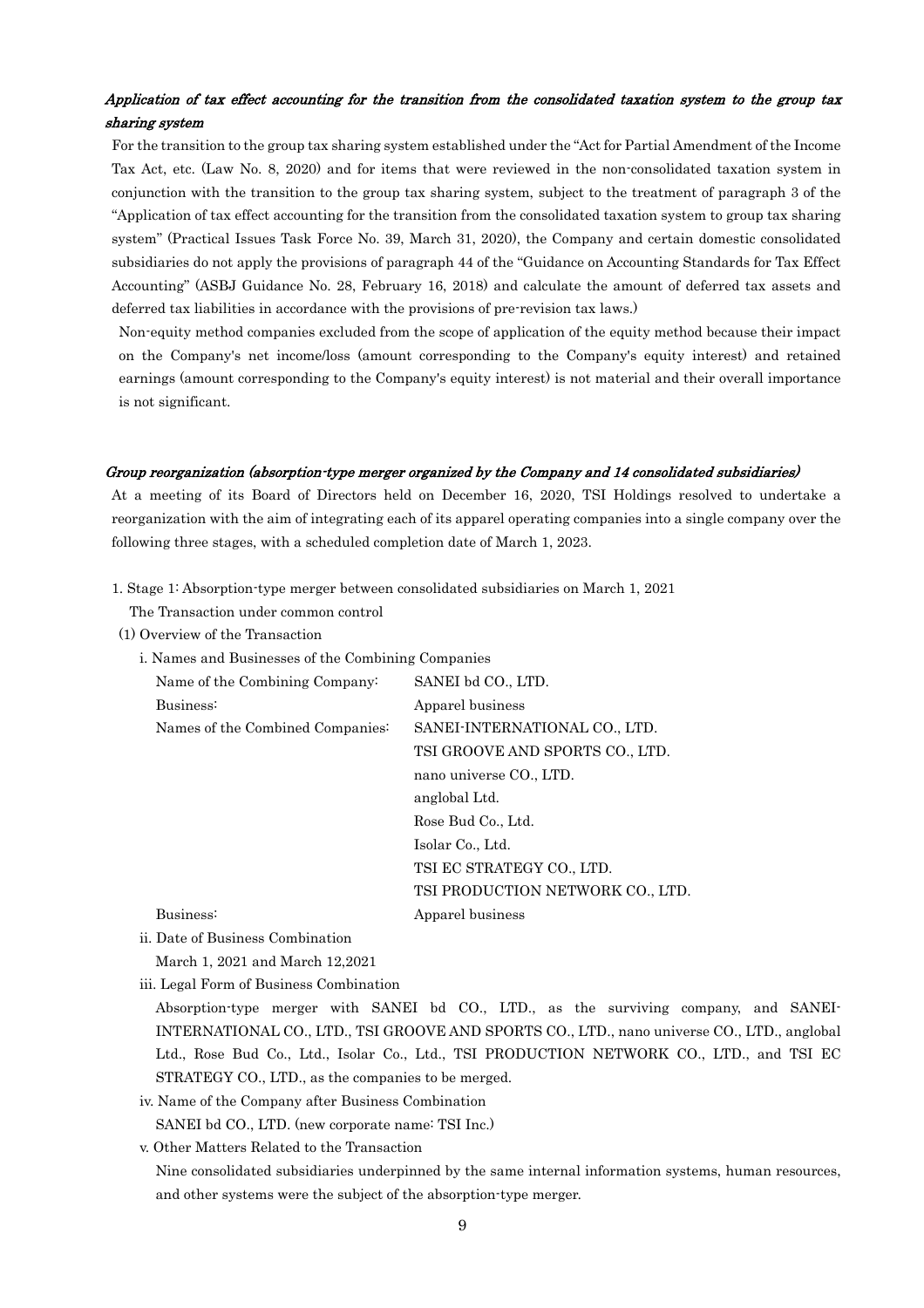***Application of tax effect accounting for the transition from the consolidated taxation system to the group tax sharing system***

For the transition to the group tax sharing system established under the "Act for Partial Amendment of the Income Tax Act, etc. (Law No. 8, 2020) and for items that were reviewed in the non-consolidated taxation system in conjunction with the transition to the group tax sharing system, subject to the treatment of paragraph 3 of the "Application of tax effect accounting for the transition from the consolidated taxation system to group tax sharing system" (Practical Issues Task Force No. 39, March 31, 2020), the Company and certain domestic consolidated subsidiaries do not apply the provisions of paragraph 44 of the "Guidance on Accounting Standards for Tax Effect Accounting" (ASBJ Guidance No. 28, February 16, 2018) and calculate the amount of deferred tax assets and deferred tax liabilities in accordance with the provisions of pre-revision tax laws.)

Non-equity method companies excluded from the scope of application of the equity method because their impact on the Company's net income/loss (amount corresponding to the Company's equity interest) and retained earnings (amount corresponding to the Company's equity interest) is not material and their overall importance is not significant.

***Group reorganization (absorption-type merger organized by the Company and 14 consolidated subsidiaries)***

At a meeting of its Board of Directors held on December 16, 2020, TSI Holdings resolved to undertake a reorganization with the aim of integrating each of its apparel operating companies into a single company over the following three stages, with a scheduled completion date of March 1, 2023.

1. Stage 1: Absorption-type merger between consolidated subsidiaries on March 1, 2021

The Transaction under common control

(1) Overview of the Transaction

i. Names and Businesses of the Combining Companies

| | |
|---|---|
| Name of the Combining Company: | SANEI bd CO., LTD. |
| Business: | Apparel business |
| Names of the Combined Companies: | SANEI-INTERNATIONAL CO., LTD. |
| | TSI GROOVE AND SPORTS CO., LTD. |
| | nano universe CO., LTD. |
| | anglobal Ltd. |
| | Rose Bud Co., Ltd. |
| | Isolar Co., Ltd. |
| | TSI EC STRATEGY CO., LTD. |
| | TSI PRODUCTION NETWORK CO., LTD. |
| Business: | Apparel business |

ii. Date of Business Combination

March 1, 2021 and March 12,2021

iii. Legal Form of Business Combination

Absorption-type merger with SANEI bd CO., LTD., as the surviving company, and SANEI-INTERNATIONAL CO., LTD., TSI GROOVE AND SPORTS CO., LTD., nano universe CO., LTD., anglobal Ltd., Rose Bud Co., Ltd., Isolar Co., Ltd., TSI PRODUCTION NETWORK CO., LTD., and TSI EC STRATEGY CO., LTD., as the companies to be merged.

iv. Name of the Company after Business Combination

SANEI bd CO., LTD. (new corporate name: TSI Inc.)

v. Other Matters Related to the Transaction

Nine consolidated subsidiaries underpinned by the same internal information systems, human resources, and other systems were the subject of the absorption-type merger.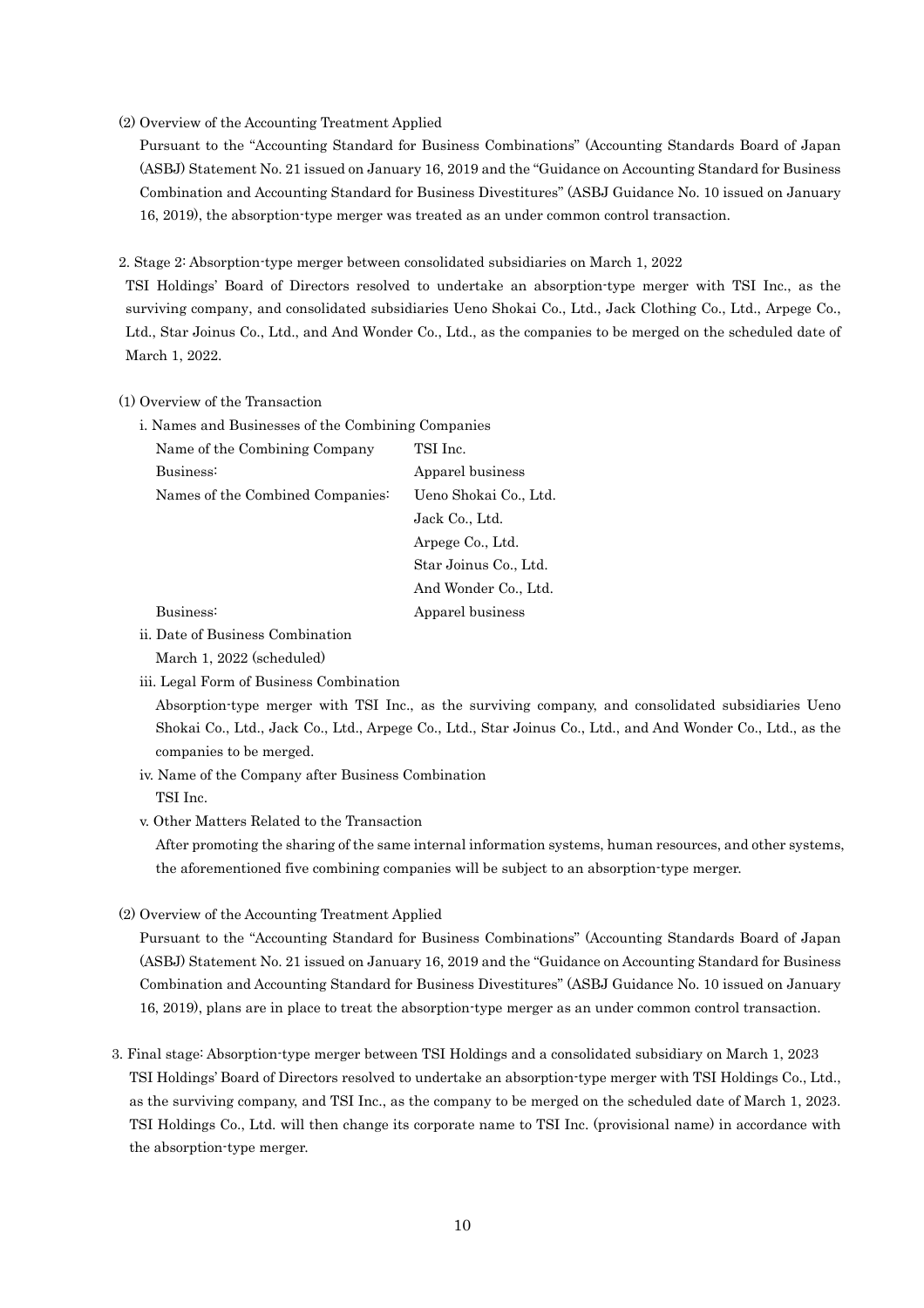(2) Overview of the Accounting Treatment Applied

Pursuant to the "Accounting Standard for Business Combinations" (Accounting Standards Board of Japan (ASBJ) Statement No. 21 issued on January 16, 2019 and the "Guidance on Accounting Standard for Business Combination and Accounting Standard for Business Divestitures" (ASBJ Guidance No. 10 issued on January 16, 2019), the absorption-type merger was treated as an under common control transaction.

2. Stage 2: Absorption-type merger between consolidated subsidiaries on March 1, 2022

TSI Holdings' Board of Directors resolved to undertake an absorption-type merger with TSI Inc., as the surviving company, and consolidated subsidiaries Ueno Shokai Co., Ltd., Jack Clothing Co., Ltd., Arpege Co., Ltd., Star Joinus Co., Ltd., and And Wonder Co., Ltd., as the companies to be merged on the scheduled date of March 1, 2022.

(1) Overview of the Transaction

i. Names and Businesses of the Combining Companies

| | |
|---|---|
| Name of the Combining Company | TSI Inc. |
| Business: | Apparel business |
| Names of the Combined Companies: | Ueno Shokai Co., Ltd. |
| | Jack Co., Ltd. |
| | Arpege Co., Ltd. |
| | Star Joinus Co., Ltd. |
| | And Wonder Co., Ltd. |
| Business: | Apparel business |

ii. Date of Business Combination

March 1, 2022 (scheduled)

iii. Legal Form of Business Combination

Absorption-type merger with TSI Inc., as the surviving company, and consolidated subsidiaries Ueno Shokai Co., Ltd., Jack Co., Ltd., Arpege Co., Ltd., Star Joinus Co., Ltd., and And Wonder Co., Ltd., as the companies to be merged.

iv. Name of the Company after Business Combination

TSI Inc.

v. Other Matters Related to the Transaction

After promoting the sharing of the same internal information systems, human resources, and other systems, the aforementioned five combining companies will be subject to an absorption-type merger.

(2) Overview of the Accounting Treatment Applied

Pursuant to the "Accounting Standard for Business Combinations" (Accounting Standards Board of Japan (ASBJ) Statement No. 21 issued on January 16, 2019 and the "Guidance on Accounting Standard for Business Combination and Accounting Standard for Business Divestitures" (ASBJ Guidance No. 10 issued on January 16, 2019), plans are in place to treat the absorption-type merger as an under common control transaction.

3. Final stage: Absorption-type merger between TSI Holdings and a consolidated subsidiary on March 1, 2023

TSI Holdings' Board of Directors resolved to undertake an absorption-type merger with TSI Holdings Co., Ltd., as the surviving company, and TSI Inc., as the company to be merged on the scheduled date of March 1, 2023. TSI Holdings Co., Ltd. will then change its corporate name to TSI Inc. (provisional name) in accordance with the absorption-type merger.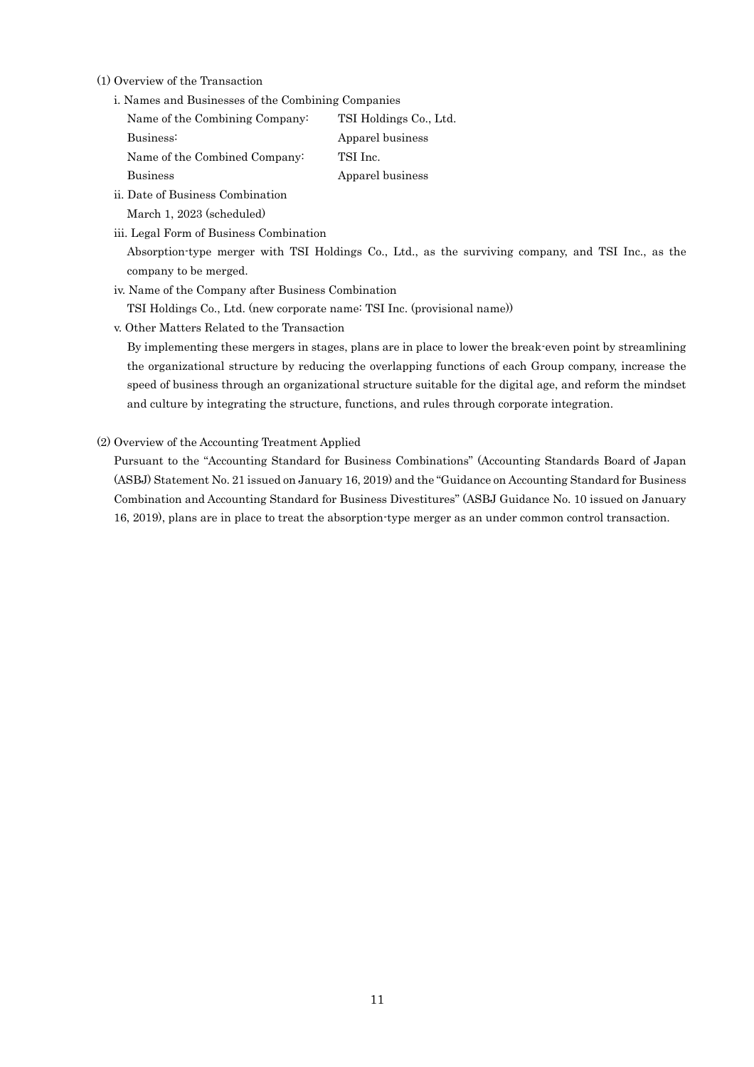(1) Overview of the Transaction

i. Names and Businesses of the Combining Companies

| | |
|---|---|
| Name of the Combining Company: | TSI Holdings Co., Ltd. |
| Business: | Apparel business |
| Name of the Combined Company: | TSI Inc. |
| Business | Apparel business |

ii. Date of Business Combination

March 1, 2023 (scheduled)

iii. Legal Form of Business Combination

Absorption-type merger with TSI Holdings Co., Ltd., as the surviving company, and TSI Inc., as the company to be merged.

iv. Name of the Company after Business Combination

TSI Holdings Co., Ltd. (new corporate name: TSI Inc. (provisional name))

v. Other Matters Related to the Transaction

By implementing these mergers in stages, plans are in place to lower the break-even point by streamlining the organizational structure by reducing the overlapping functions of each Group company, increase the speed of business through an organizational structure suitable for the digital age, and reform the mindset and culture by integrating the structure, functions, and rules through corporate integration.

(2) Overview of the Accounting Treatment Applied

Pursuant to the "Accounting Standard for Business Combinations" (Accounting Standards Board of Japan (ASBJ) Statement No. 21 issued on January 16, 2019) and the "Guidance on Accounting Standard for Business Combination and Accounting Standard for Business Divestitures" (ASBJ Guidance No. 10 issued on January 16, 2019), plans are in place to treat the absorption-type merger as an under common control transaction.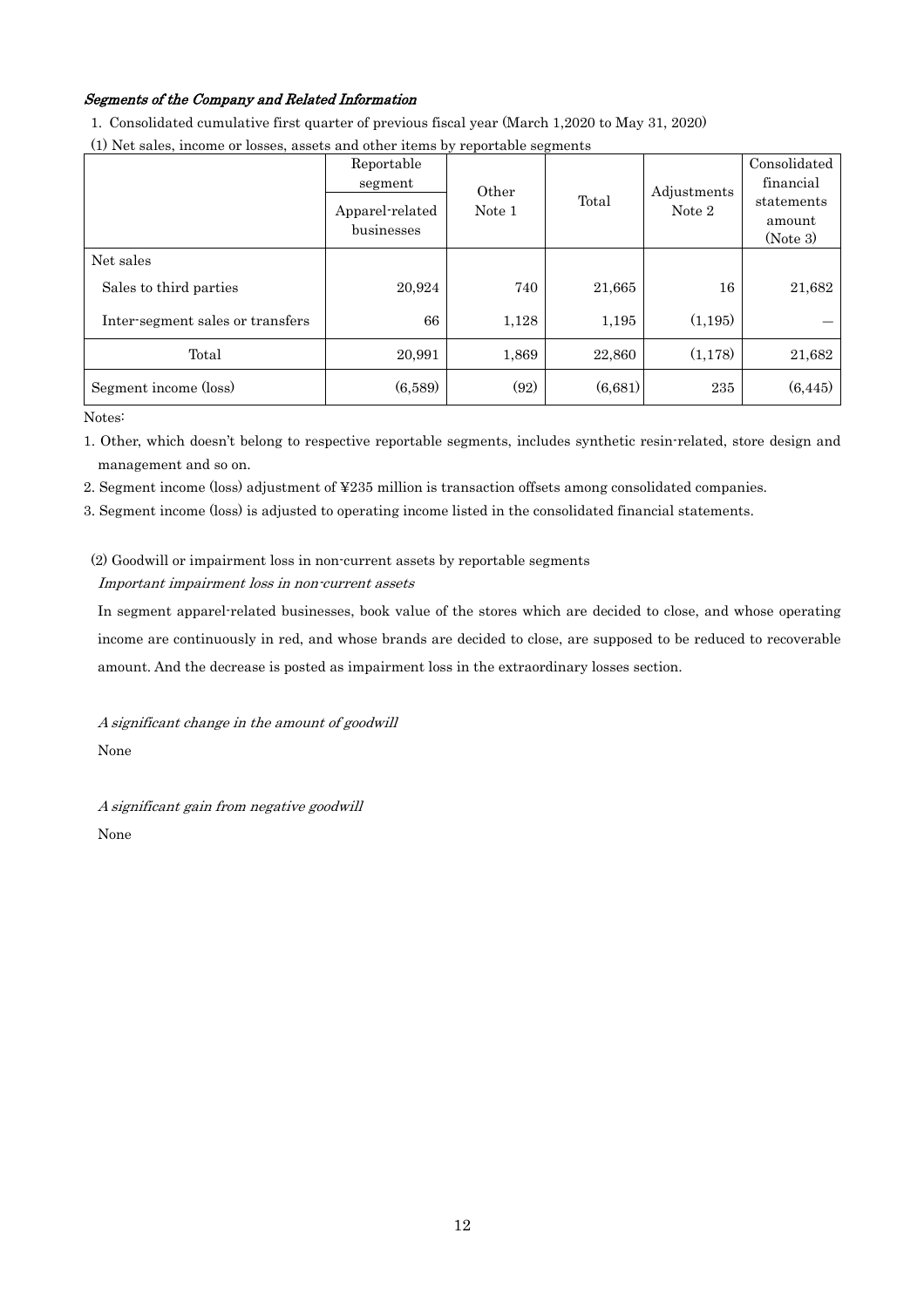### *Segments of the Company and Related Information*

1. Consolidated cumulative first quarter of previous fiscal year (March 1,2020 to May 31, 2020)

(1) Net sales, income or losses, assets and other items by reportable segments

| | Reportable segment | Other Note 1 | Total | Adjustments Note 2 | Consolidated financial statements amount (Note 3) |
|---|---|---|---|---|---|
| | Apparel-related businesses | | | | |
| Net sales | | | | | |
| Sales to third parties | 20,924 | 740 | 21,665 | 16 | 21,682 |
| Inter-segment sales or transfers | 66 | 1,128 | 1,195 | (1,195) | — |
| Total | 20,991 | 1,869 | 22,860 | (1,178) | 21,682 |
| Segment income (loss) | (6,589) | (92) | (6,681) | 235 | (6,445) |

Notes:

1. Other, which doesn't belong to respective reportable segments, includes synthetic resin-related, store design and management and so on.
2. Segment income (loss) adjustment of ¥235 million is transaction offsets among consolidated companies.
3. Segment income (loss) is adjusted to operating income listed in the consolidated financial statements.

(2) Goodwill or impairment loss in non-current assets by reportable segments

*Important impairment loss in non-current assets*

In segment apparel-related businesses, book value of the stores which are decided to close, and whose operating income are continuously in red, and whose brands are decided to close, are supposed to be reduced to recoverable amount. And the decrease is posted as impairment loss in the extraordinary losses section.

*A significant change in the amount of goodwill*

None

*A significant gain from negative goodwill*

None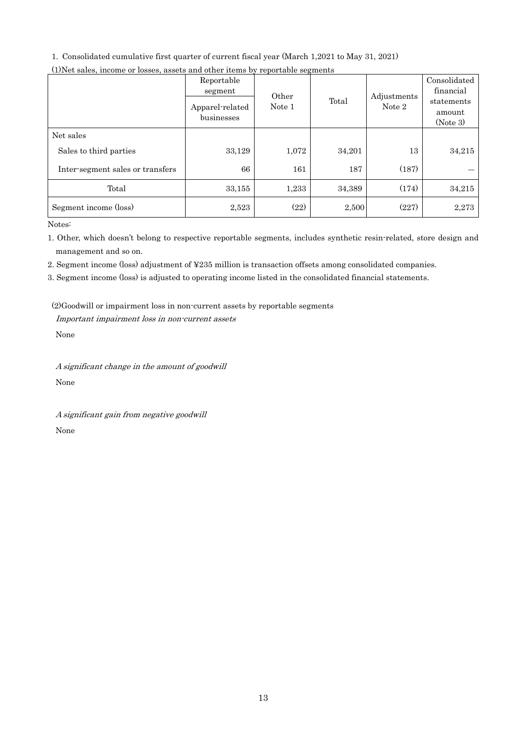1. Consolidated cumulative first quarter of current fiscal year (March 1,2021 to May 31, 2021)

(1)Net sales, income or losses, assets and other items by reportable segments

| | Reportable segment | Other Note 1 | Total | Adjustments Note 2 | Consolidated financial statements amount (Note 3) |
|---|---|---|---|---|---|
| | Apparel-related businesses | | | | |
| Net sales | | | | | |
| Sales to third parties | 33,129 | 1,072 | 34,201 | 13 | 34,215 |
| Inter-segment sales or transfers | 66 | 161 | 187 | (187) | — |
| Total | 33,155 | 1,233 | 34,389 | (174) | 34,215 |
| Segment income (loss) | 2,523 | (22) | 2,500 | (227) | 2,273 |

Notes:

1. Other, which doesn't belong to respective reportable segments, includes synthetic resin-related, store design and management and so on.
2. Segment income (loss) adjustment of ¥235 million is transaction offsets among consolidated companies.
3. Segment income (loss) is adjusted to operating income listed in the consolidated financial statements.

(2)Goodwill or impairment loss in non-current assets by reportable segments

*Important impairment loss in non-current assets*

None

*A significant change in the amount of goodwill*

None

*A significant gain from negative goodwill*

None